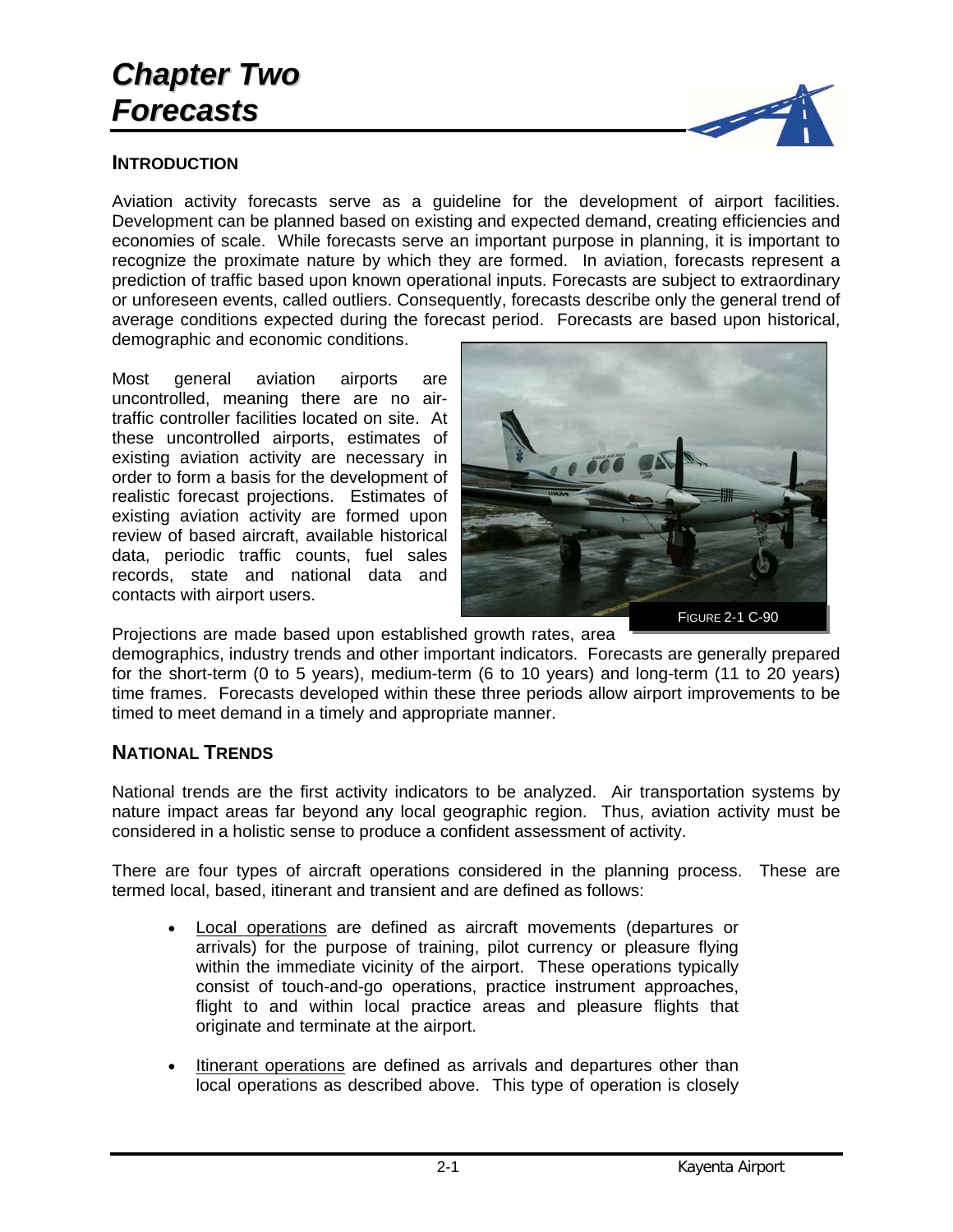# Chapter Two Forecasts

## INTRODUCTION

Aviation activity forecasts serve as a guideline for the development of airport facilities. Development can be planned based on existing and expected demand, creating efficiencies and economies of scale. While forecasts serve an important purpose in planning, it is important to recognize the proximate nature by which they are formed. In aviation, forecasts represent a prediction of traffic based upon known operational inputs. Forecasts are subject to extraordinary or unforeseen events, called outliers. Consequently, forecasts describe only the general trend of average conditions expected during the forecast period. Forecasts are based upon historical, demographic and economic conditions.

Most general aviation airports are uncontrolled, meaning there are no air-traffic controller facilities located on site. At these uncontrolled airports, estimates of existing aviation activity are necessary in order to form a basis for the development of realistic forecast projections. Estimates of existing aviation activity are formed upon review of based aircraft, available historical data, periodic traffic counts, fuel sales records, state and national data and contacts with airport users.

FIGURE 2-1 C-90

Projections are made based upon established growth rates, area demographics, industry trends and other important indicators. Forecasts are generally prepared for the short-term (0 to 5 years), medium-term (6 to 10 years) and long-term (11 to 20 years) time frames. Forecasts developed within these three periods allow airport improvements to be timed to meet demand in a timely and appropriate manner.

## NATIONAL TRENDS

National trends are the first activity indicators to be analyzed. Air transportation systems by nature impact areas far beyond any local geographic region. Thus, aviation activity must be considered in a holistic sense to produce a confident assessment of activity.

There are four types of aircraft operations considered in the planning process. These are termed local, based, itinerant and transient and are defined as follows:

- Local operations are defined as aircraft movements (departures or arrivals) for the purpose of training, pilot currency or pleasure flying within the immediate vicinity of the airport. These operations typically consist of touch-and-go operations, practice instrument approaches, flight to and within local practice areas and pleasure flights that originate and terminate at the airport.
- Itinerant operations are defined as arrivals and departures other than local operations as described above. This type of operation is closely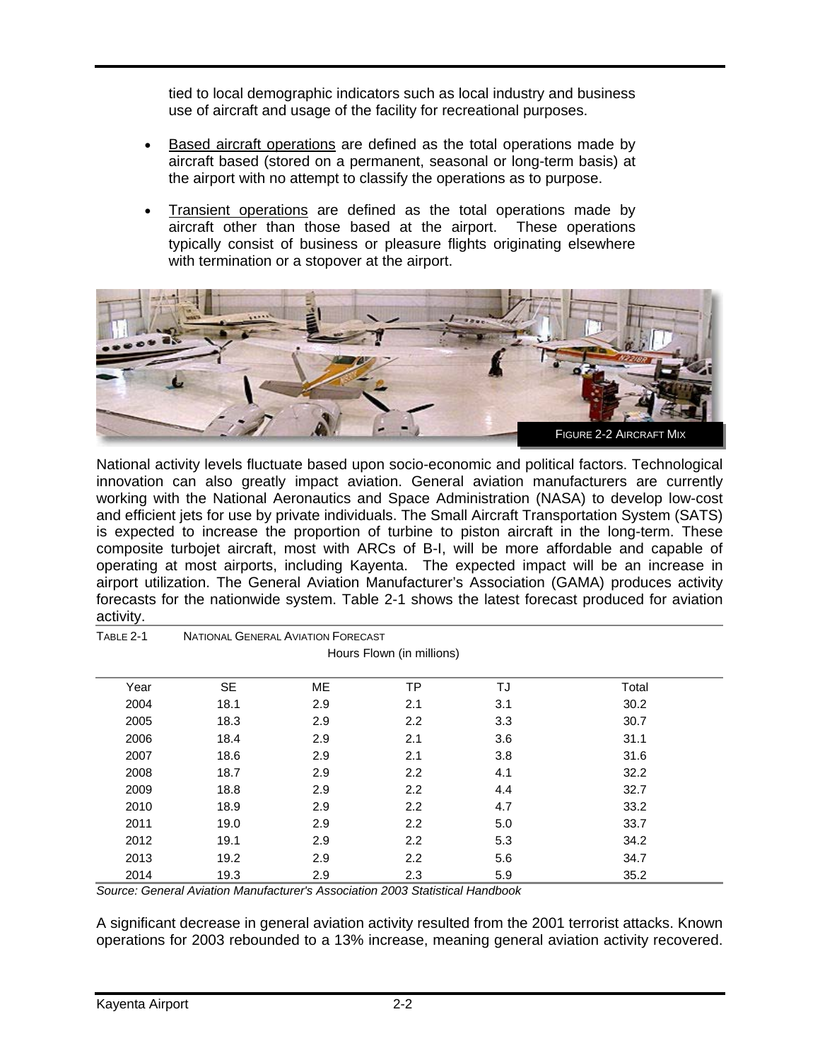tied to local demographic indicators such as local industry and business use of aircraft and usage of the facility for recreational purposes.

- Based aircraft operations are defined as the total operations made by aircraft based (stored on a permanent, seasonal or long-term basis) at the airport with no attempt to classify the operations as to purpose.

- Transient operations are defined as the total operations made by aircraft other than those based at the airport. These operations typically consist of business or pleasure flights originating elsewhere with termination or a stopover at the airport.

FIGURE 2-2 AIRCRAFT MIX

National activity levels fluctuate based upon socio-economic and political factors. Technological innovation can also greatly impact aviation. General aviation manufacturers are currently working with the National Aeronautics and Space Administration (NASA) to develop low-cost and efficient jets for use by private individuals. The Small Aircraft Transportation System (SATS) is expected to increase the proportion of turbine to piston aircraft in the long-term. These composite turbojet aircraft, most with ARCs of B-I, will be more affordable and capable of operating at most airports, including Kayenta. The expected impact will be an increase in airport utilization. The General Aviation Manufacturer's Association (GAMA) produces activity forecasts for the nationwide system. Table 2-1 shows the latest forecast produced for aviation activity.

TABLE 2-1 NATIONAL GENERAL AVIATION FORECAST

Hours Flown (in millions)

| Year | SE | ME | TP | TJ | Total |
|---|---|---|---|---|---|
| 2004 | 18.1 | 2.9 | 2.1 | 3.1 | 30.2 |
| 2005 | 18.3 | 2.9 | 2.2 | 3.3 | 30.7 |
| 2006 | 18.4 | 2.9 | 2.1 | 3.6 | 31.1 |
| 2007 | 18.6 | 2.9 | 2.1 | 3.8 | 31.6 |
| 2008 | 18.7 | 2.9 | 2.2 | 4.1 | 32.2 |
| 2009 | 18.8 | 2.9 | 2.2 | 4.4 | 32.7 |
| 2010 | 18.9 | 2.9 | 2.2 | 4.7 | 33.2 |
| 2011 | 19.0 | 2.9 | 2.2 | 5.0 | 33.7 |
| 2012 | 19.1 | 2.9 | 2.2 | 5.3 | 34.2 |
| 2013 | 19.2 | 2.9 | 2.2 | 5.6 | 34.7 |
| 2014 | 19.3 | 2.9 | 2.3 | 5.9 | 35.2 |

*Source: General Aviation Manufacturer's Association 2003 Statistical Handbook*

A significant decrease in general aviation activity resulted from the 2001 terrorist attacks. Known operations for 2003 rebounded to a 13% increase, meaning general aviation activity recovered.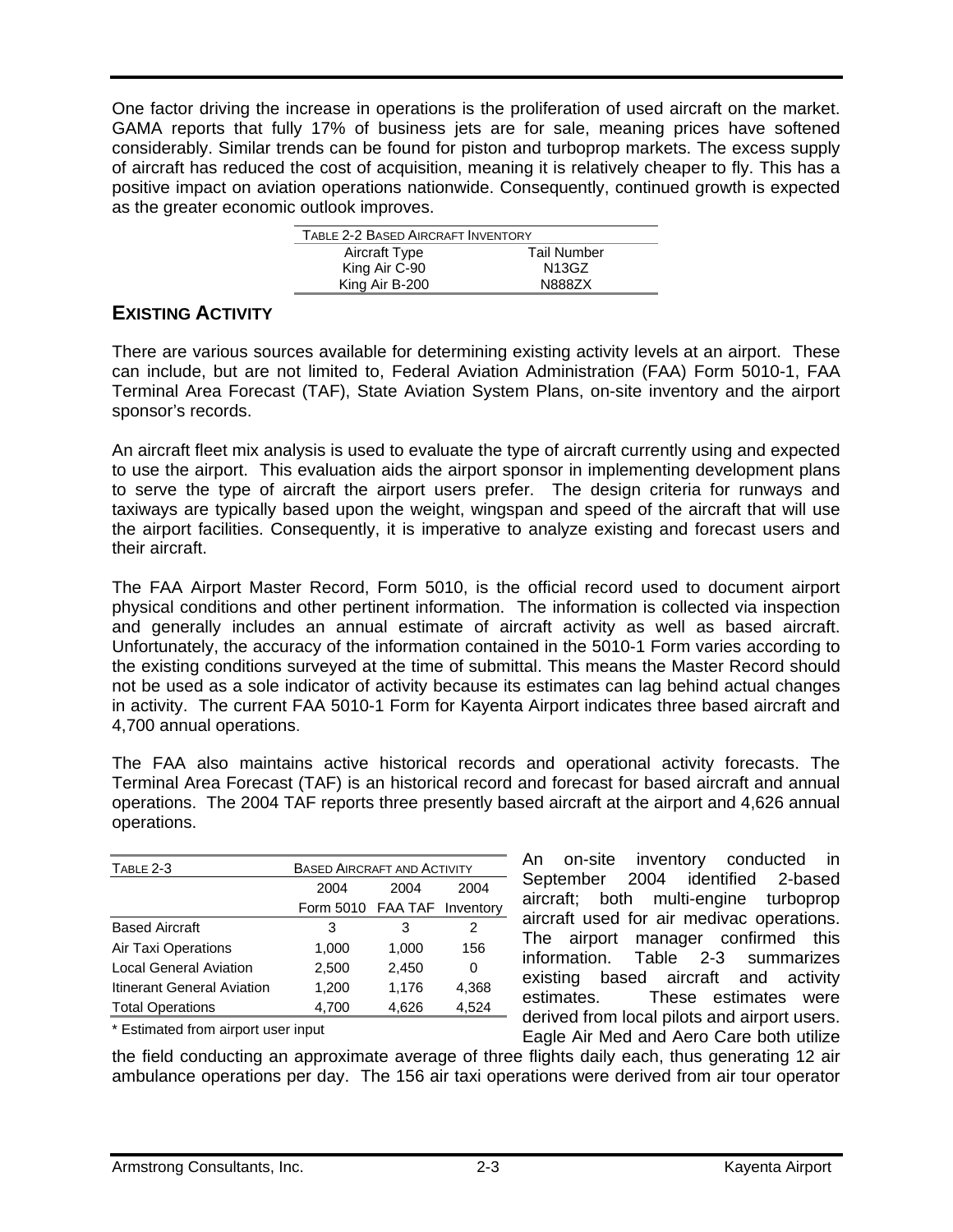One factor driving the increase in operations is the proliferation of used aircraft on the market. GAMA reports that fully 17% of business jets are for sale, meaning prices have softened considerably. Similar trends can be found for piston and turboprop markets. The excess supply of aircraft has reduced the cost of acquisition, meaning it is relatively cheaper to fly. This has a positive impact on aviation operations nationwide. Consequently, continued growth is expected as the greater economic outlook improves.

TABLE 2-2 BASED AIRCRAFT INVENTORY

| Aircraft Type | Tail Number |
|---|---|
| King Air C-90 | N13GZ |
| King Air B-200 | N888ZX |

## EXISTING ACTIVITY

There are various sources available for determining existing activity levels at an airport. These can include, but are not limited to, Federal Aviation Administration (FAA) Form 5010-1, FAA Terminal Area Forecast (TAF), State Aviation System Plans, on-site inventory and the airport sponsor's records.

An aircraft fleet mix analysis is used to evaluate the type of aircraft currently using and expected to use the airport. This evaluation aids the airport sponsor in implementing development plans to serve the type of aircraft the airport users prefer. The design criteria for runways and taxiways are typically based upon the weight, wingspan and speed of the aircraft that will use the airport facilities. Consequently, it is imperative to analyze existing and forecast users and their aircraft.

The FAA Airport Master Record, Form 5010, is the official record used to document airport physical conditions and other pertinent information. The information is collected via inspection and generally includes an annual estimate of aircraft activity as well as based aircraft. Unfortunately, the accuracy of the information contained in the 5010-1 Form varies according to the existing conditions surveyed at the time of submittal. This means the Master Record should not be used as a sole indicator of activity because its estimates can lag behind actual changes in activity. The current FAA 5010-1 Form for Kayenta Airport indicates three based aircraft and 4,700 annual operations.

The FAA also maintains active historical records and operational activity forecasts. The Terminal Area Forecast (TAF) is an historical record and forecast for based aircraft and annual operations. The 2004 TAF reports three presently based aircraft at the airport and 4,626 annual operations.

| TABLE 2-3 | BASED AIRCRAFT AND ACTIVITY | | |
|---|---|---|---|
| | 2004 Form 5010 | 2004 FAA TAF | 2004 Inventory |
| Based Aircraft | 3 | 3 | 2 |
| Air Taxi Operations | 1,000 | 1,000 | 156 |
| Local General Aviation | 2,500 | 2,450 | 0 |
| Itinerant General Aviation | 1,200 | 1,176 | 4,368 |
| Total Operations | 4,700 | 4,626 | 4,524 |

\* Estimated from airport user input

An on-site inventory conducted in September 2004 identified 2-based aircraft; both multi-engine turboprop aircraft used for air medivac operations. The airport manager confirmed this information. Table 2-3 summarizes existing based aircraft and activity estimates. These estimates were derived from local pilots and airport users. Eagle Air Med and Aero Care both utilize the field conducting an approximate average of three flights daily each, thus generating 12 air ambulance operations per day. The 156 air taxi operations were derived from air tour operator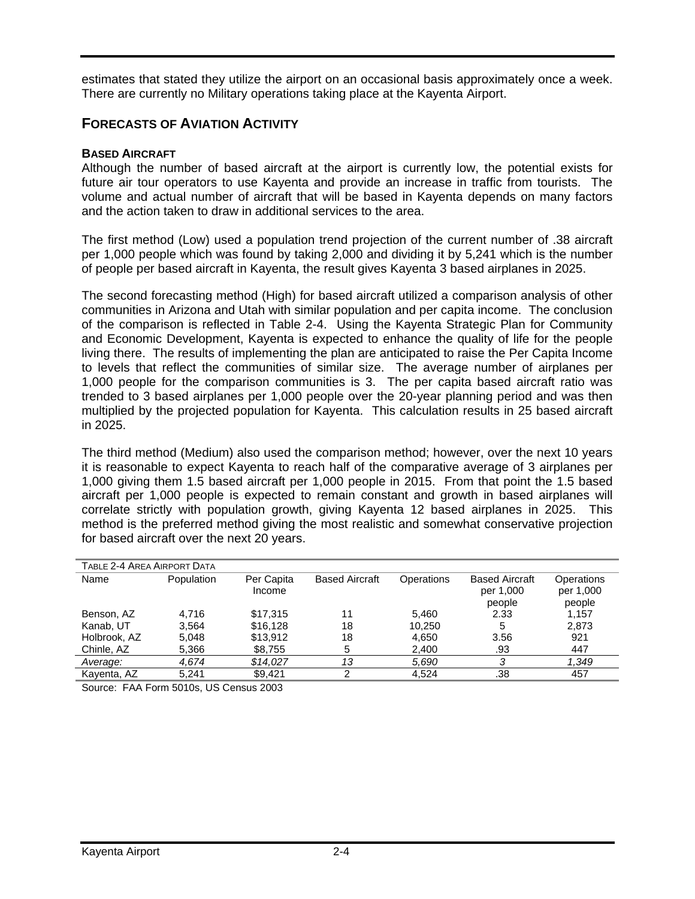estimates that stated they utilize the airport on an occasional basis approximately once a week. There are currently no Military operations taking place at the Kayenta Airport.

## FORECASTS OF AVIATION ACTIVITY

### BASED AIRCRAFT

Although the number of based aircraft at the airport is currently low, the potential exists for future air tour operators to use Kayenta and provide an increase in traffic from tourists. The volume and actual number of aircraft that will be based in Kayenta depends on many factors and the action taken to draw in additional services to the area.

The first method (Low) used a population trend projection of the current number of .38 aircraft per 1,000 people which was found by taking 2,000 and dividing it by 5,241 which is the number of people per based aircraft in Kayenta, the result gives Kayenta 3 based airplanes in 2025.

The second forecasting method (High) for based aircraft utilized a comparison analysis of other communities in Arizona and Utah with similar population and per capita income. The conclusion of the comparison is reflected in Table 2-4. Using the Kayenta Strategic Plan for Community and Economic Development, Kayenta is expected to enhance the quality of life for the people living there. The results of implementing the plan are anticipated to raise the Per Capita Income to levels that reflect the communities of similar size. The average number of airplanes per 1,000 people for the comparison communities is 3. The per capita based aircraft ratio was trended to 3 based airplanes per 1,000 people over the 20-year planning period and was then multiplied by the projected population for Kayenta. This calculation results in 25 based aircraft in 2025.

The third method (Medium) also used the comparison method; however, over the next 10 years it is reasonable to expect Kayenta to reach half of the comparative average of 3 airplanes per 1,000 giving them 1.5 based aircraft per 1,000 people in 2015. From that point the 1.5 based aircraft per 1,000 people is expected to remain constant and growth in based airplanes will correlate strictly with population growth, giving Kayenta 12 based airplanes in 2025. This method is the preferred method giving the most realistic and somewhat conservative projection for based aircraft over the next 20 years.

TABLE 2-4 AREA AIRPORT DATA

| Name | Population | Per Capita Income | Based Aircraft | Operations | Based Aircraft per 1,000 people | Operations per 1,000 people |
|---|---|---|---|---|---|---|
| Benson, AZ | 4,716 | $17,315 | 11 | 5,460 | 2.33 | 1,157 |
| Kanab, UT | 3,564 | $16,128 | 18 | 10,250 | 5 | 2,873 |
| Holbrook, AZ | 5,048 | $13,912 | 18 | 4,650 | 3.56 | 921 |
| Chinle, AZ | 5,366 | $8,755 | 5 | 2,400 | .93 | 447 |
| *Average:* | *4,674* | *$14,027* | *13* | *5,690* | *3* | *1,349* |
| Kayenta, AZ | 5,241 | $9,421 | 2 | 4,524 | .38 | 457 |

Source: FAA Form 5010s, US Census 2003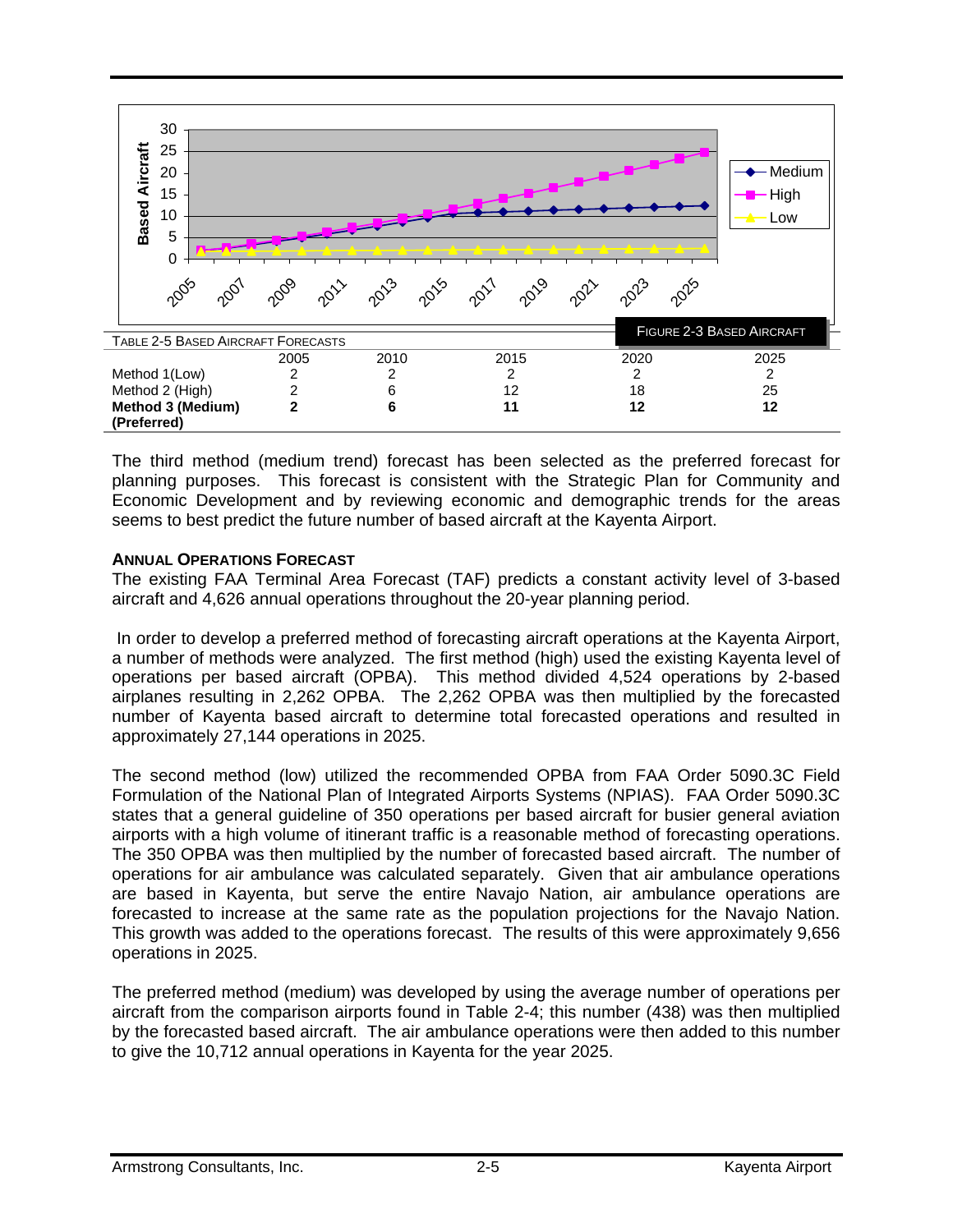FIGURE 2-3 BASED AIRCRAFT

TABLE 2-5 BASED AIRCRAFT FORECASTS

| | 2005 | 2010 | 2015 | 2020 | 2025 |
|---|---|---|---|---|---|
| Method 1(Low) | 2 | 2 | 2 | 2 | 2 |
| Method 2 (High) | 2 | 6 | 12 | 18 | 25 |
| **Method 3 (Medium) (Preferred)** | **2** | **6** | **11** | **12** | **12** |

The third method (medium trend) forecast has been selected as the preferred forecast for planning purposes. This forecast is consistent with the Strategic Plan for Community and Economic Development and by reviewing economic and demographic trends for the areas seems to best predict the future number of based aircraft at the Kayenta Airport.

**ANNUAL OPERATIONS FORECAST**

The existing FAA Terminal Area Forecast (TAF) predicts a constant activity level of 3-based aircraft and 4,626 annual operations throughout the 20-year planning period.

In order to develop a preferred method of forecasting aircraft operations at the Kayenta Airport, a number of methods were analyzed. The first method (high) used the existing Kayenta level of operations per based aircraft (OPBA). This method divided 4,524 operations by 2-based airplanes resulting in 2,262 OPBA. The 2,262 OPBA was then multiplied by the forecasted number of Kayenta based aircraft to determine total forecasted operations and resulted in approximately 27,144 operations in 2025.

The second method (low) utilized the recommended OPBA from FAA Order 5090.3C Field Formulation of the National Plan of Integrated Airports Systems (NPIAS). FAA Order 5090.3C states that a general guideline of 350 operations per based aircraft for busier general aviation airports with a high volume of itinerant traffic is a reasonable method of forecasting operations. The 350 OPBA was then multiplied by the number of forecasted based aircraft. The number of operations for air ambulance was calculated separately. Given that air ambulance operations are based in Kayenta, but serve the entire Navajo Nation, air ambulance operations are forecasted to increase at the same rate as the population projections for the Navajo Nation. This growth was added to the operations forecast. The results of this were approximately 9,656 operations in 2025.

The preferred method (medium) was developed by using the average number of operations per aircraft from the comparison airports found in Table 2-4; this number (438) was then multiplied by the forecasted based aircraft. The air ambulance operations were then added to this number to give the 10,712 annual operations in Kayenta for the year 2025.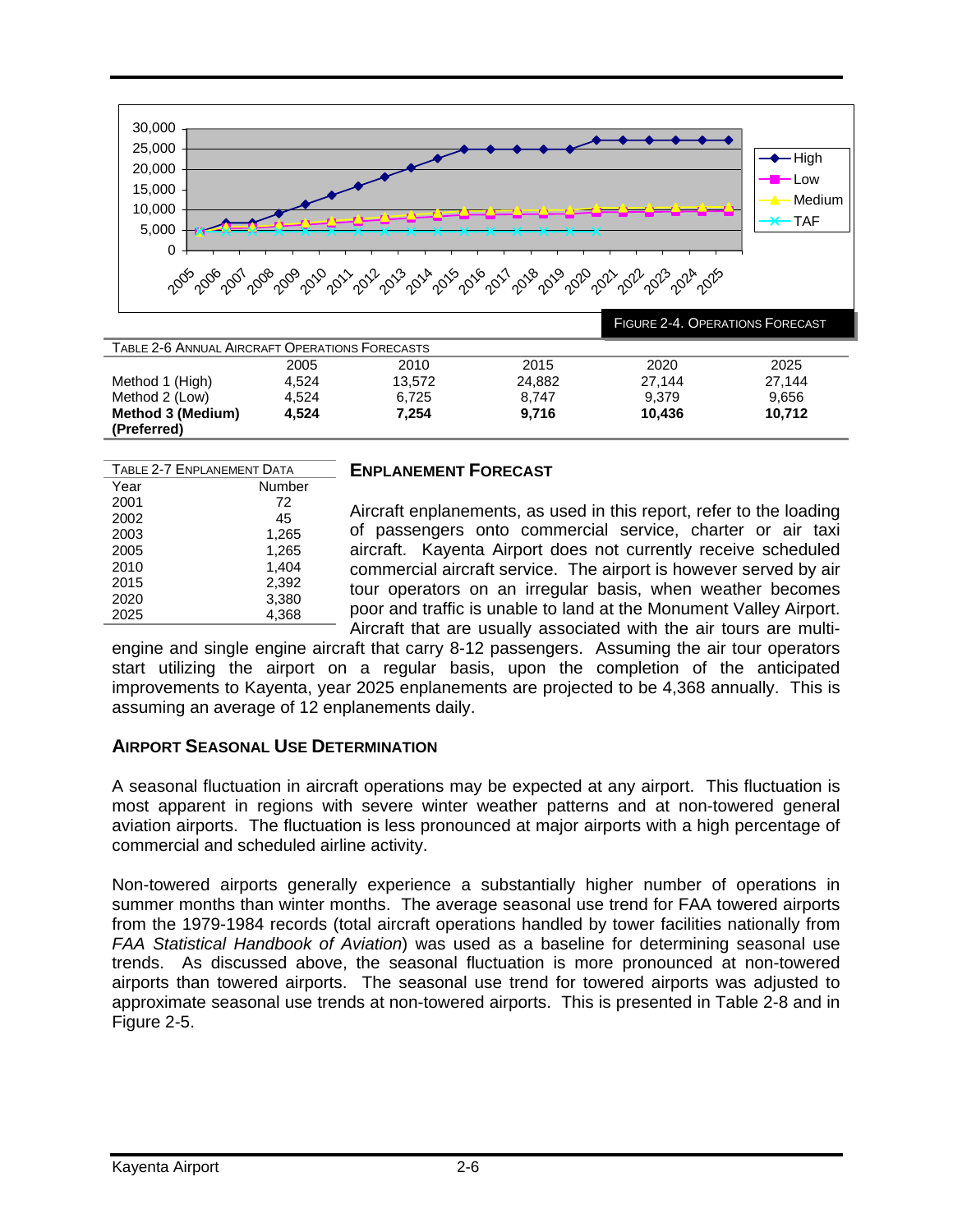FIGURE 2-4. OPERATIONS FORECAST

TABLE 2-6 ANNUAL AIRCRAFT OPERATIONS FORECASTS

| | 2005 | 2010 | 2015 | 2020 | 2025 |
|---|---|---|---|---|---|
| Method 1 (High) | 4,524 | 13,572 | 24,882 | 27,144 | 27,144 |
| Method 2 (Low) | 4,524 | 6,725 | 8,747 | 9,379 | 9,656 |
| **Method 3 (Medium) (Preferred)** | **4,524** | **7,254** | **9,716** | **10,436** | **10,712** |

TABLE 2-7 ENPLANEMENT DATA

| Year | Number |
|---|---|
| 2001 | 72 |
| 2002 | 45 |
| 2003 | 1,265 |
| 2005 | 1,265 |
| 2010 | 1,404 |
| 2015 | 2,392 |
| 2020 | 3,380 |
| 2025 | 4,368 |

## ENPLANEMENT FORECAST

Aircraft enplanements, as used in this report, refer to the loading of passengers onto commercial service, charter or air taxi aircraft. Kayenta Airport does not currently receive scheduled commercial aircraft service. The airport is however served by air tour operators on an irregular basis, when weather becomes poor and traffic is unable to land at the Monument Valley Airport. Aircraft that are usually associated with the air tours are multi-engine and single engine aircraft that carry 8-12 passengers. Assuming the air tour operators start utilizing the airport on a regular basis, upon the completion of the anticipated improvements to Kayenta, year 2025 enplanements are projected to be 4,368 annually. This is assuming an average of 12 enplanements daily.

## AIRPORT SEASONAL USE DETERMINATION

A seasonal fluctuation in aircraft operations may be expected at any airport. This fluctuation is most apparent in regions with severe winter weather patterns and at non-towered general aviation airports. The fluctuation is less pronounced at major airports with a high percentage of commercial and scheduled airline activity.

Non-towered airports generally experience a substantially higher number of operations in summer months than winter months. The average seasonal use trend for FAA towered airports from the 1979-1984 records (total aircraft operations handled by tower facilities nationally from *FAA Statistical Handbook of Aviation*) was used as a baseline for determining seasonal use trends. As discussed above, the seasonal fluctuation is more pronounced at non-towered airports than towered airports. The seasonal use trend for towered airports was adjusted to approximate seasonal use trends at non-towered airports. This is presented in Table 2-8 and in Figure 2-5.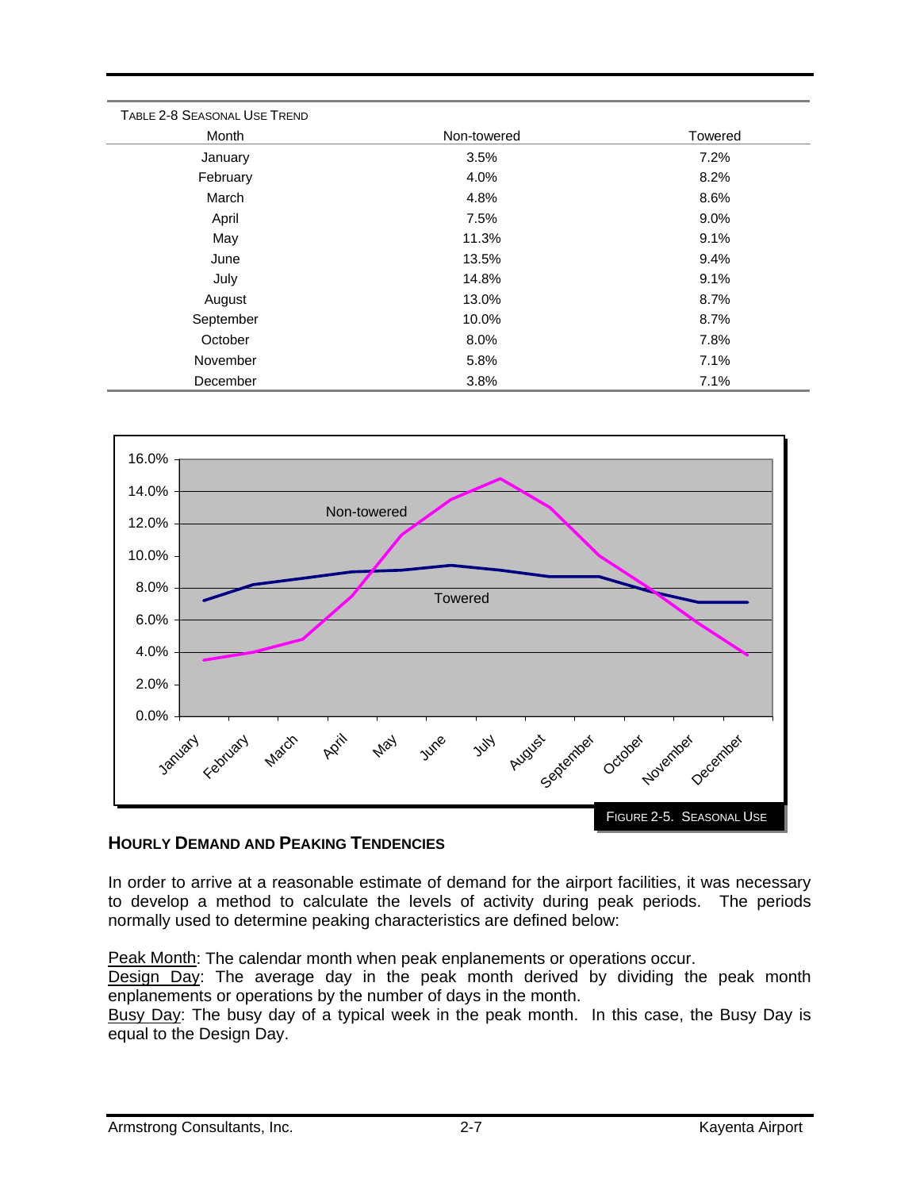Table 2-8 Seasonal Use Trend

| Month | Non-towered | Towered |
|---|---|---|
| January | 3.5% | 7.2% |
| February | 4.0% | 8.2% |
| March | 4.8% | 8.6% |
| April | 7.5% | 9.0% |
| May | 11.3% | 9.1% |
| June | 13.5% | 9.4% |
| July | 14.8% | 9.1% |
| August | 13.0% | 8.7% |
| September | 10.0% | 8.7% |
| October | 8.0% | 7.8% |
| November | 5.8% | 7.1% |
| December | 3.8% | 7.1% |

Figure 2-5. Seasonal Use

### Hourly Demand and Peaking Tendencies

In order to arrive at a reasonable estimate of demand for the airport facilities, it was necessary to develop a method to calculate the levels of activity during peak periods. The periods normally used to determine peaking characteristics are defined below:

Peak Month: The calendar month when peak enplanements or operations occur.
Design Day: The average day in the peak month derived by dividing the peak month enplanements or operations by the number of days in the month.
Busy Day: The busy day of a typical week in the peak month. In this case, the Busy Day is equal to the Design Day.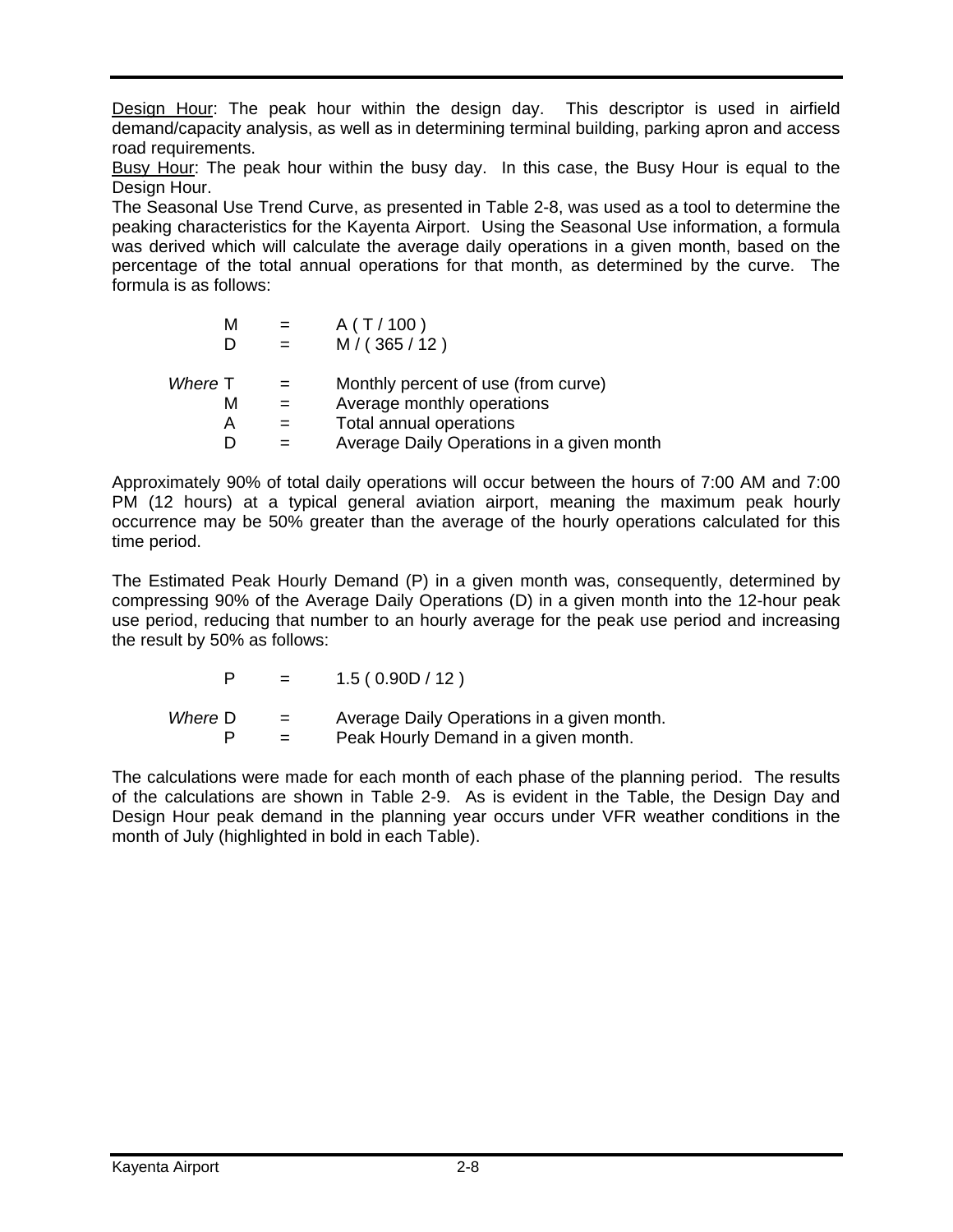Design Hour: The peak hour within the design day. This descriptor is used in airfield demand/capacity analysis, as well as in determining terminal building, parking apron and access road requirements.

Busy Hour: The peak hour within the busy day. In this case, the Busy Hour is equal to the Design Hour.

The Seasonal Use Trend Curve, as presented in Table 2-8, was used as a tool to determine the peaking characteristics for the Kayenta Airport. Using the Seasonal Use information, a formula was derived which will calculate the average daily operations in a given month, based on the percentage of the total annual operations for that month, as determined by the curve. The formula is as follows:

$$M = A\,(T / 100)$$

$$D = M / (365 / 12)$$

*Where* $T$ = Monthly percent of use (from curve)
$M$ = Average monthly operations
$A$ = Total annual operations
$D$ = Average Daily Operations in a given month

Approximately 90% of total daily operations will occur between the hours of 7:00 AM and 7:00 PM (12 hours) at a typical general aviation airport, meaning the maximum peak hourly occurrence may be 50% greater than the average of the hourly operations calculated for this time period.

The Estimated Peak Hourly Demand (P) in a given month was, consequently, determined by compressing 90% of the Average Daily Operations (D) in a given month into the 12-hour peak use period, reducing that number to an hourly average for the peak use period and increasing the result by 50% as follows:

$$P = 1.5\,(0.90D / 12)$$

*Where* $D$ = Average Daily Operations in a given month.
$P$ = Peak Hourly Demand in a given month.

The calculations were made for each month of each phase of the planning period. The results of the calculations are shown in Table 2-9. As is evident in the Table, the Design Day and Design Hour peak demand in the planning year occurs under VFR weather conditions in the month of July (highlighted in bold in each Table).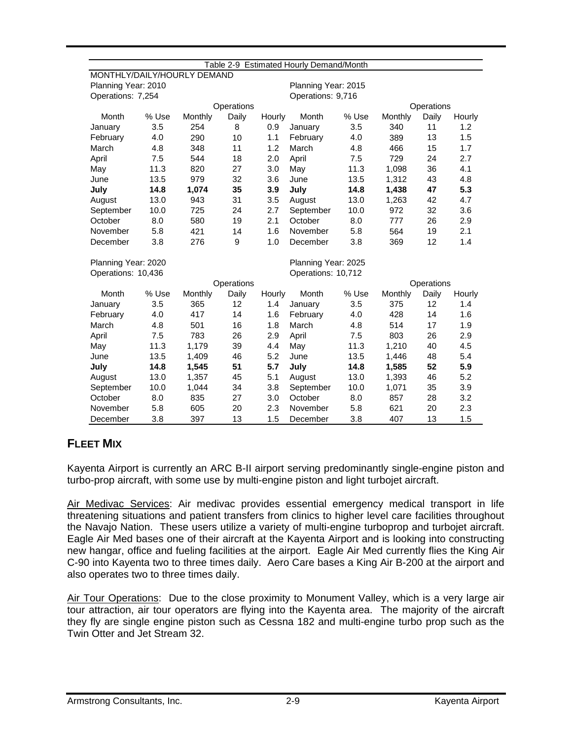Table 2-9 Estimated Hourly Demand/Month

MONTHLY/DAILY/HOURLY DEMAND

| Planning Year: 2010 | | | | | Planning Year: 2015 | | | | |
|---|---|---|---|---|---|---|---|---|---|
| Operations: 7,254 | | | | | Operations: 9,716 | | | | |
| | | | Operations | | | | | Operations | |
| Month | % Use | Monthly | Daily | Hourly | Month | % Use | Monthly | Daily | Hourly |
| January | 3.5 | 254 | 8 | 0.9 | January | 3.5 | 340 | 11 | 1.2 |
| February | 4.0 | 290 | 10 | 1.1 | February | 4.0 | 389 | 13 | 1.5 |
| March | 4.8 | 348 | 11 | 1.2 | March | 4.8 | 466 | 15 | 1.7 |
| April | 7.5 | 544 | 18 | 2.0 | April | 7.5 | 729 | 24 | 2.7 |
| May | 11.3 | 820 | 27 | 3.0 | May | 11.3 | 1,098 | 36 | 4.1 |
| June | 13.5 | 979 | 32 | 3.6 | June | 13.5 | 1,312 | 43 | 4.8 |
| **July** | **14.8** | **1,074** | **35** | **3.9** | **July** | **14.8** | **1,438** | **47** | **5.3** |
| August | 13.0 | 943 | 31 | 3.5 | August | 13.0 | 1,263 | 42 | 4.7 |
| September | 10.0 | 725 | 24 | 2.7 | September | 10.0 | 972 | 32 | 3.6 |
| October | 8.0 | 580 | 19 | 2.1 | October | 8.0 | 777 | 26 | 2.9 |
| November | 5.8 | 421 | 14 | 1.6 | November | 5.8 | 564 | 19 | 2.1 |
| December | 3.8 | 276 | 9 | 1.0 | December | 3.8 | 369 | 12 | 1.4 |

| Planning Year: 2020 | | | | | Planning Year: 2025 | | | | |
|---|---|---|---|---|---|---|---|---|---|
| Operations: 10,436 | | | | | Operations: 10,712 | | | | |
| | | | Operations | | | | | Operations | |
| Month | % Use | Monthly | Daily | Hourly | Month | % Use | Monthly | Daily | Hourly |
| January | 3.5 | 365 | 12 | 1.4 | January | 3.5 | 375 | 12 | 1.4 |
| February | 4.0 | 417 | 14 | 1.6 | February | 4.0 | 428 | 14 | 1.6 |
| March | 4.8 | 501 | 16 | 1.8 | March | 4.8 | 514 | 17 | 1.9 |
| April | 7.5 | 783 | 26 | 2.9 | April | 7.5 | 803 | 26 | 2.9 |
| May | 11.3 | 1,179 | 39 | 4.4 | May | 11.3 | 1,210 | 40 | 4.5 |
| June | 13.5 | 1,409 | 46 | 5.2 | June | 13.5 | 1,446 | 48 | 5.4 |
| **July** | **14.8** | **1,545** | **51** | **5.7** | **July** | **14.8** | **1,585** | **52** | **5.9** |
| August | 13.0 | 1,357 | 45 | 5.1 | August | 13.0 | 1,393 | 46 | 5.2 |
| September | 10.0 | 1,044 | 34 | 3.8 | September | 10.0 | 1,071 | 35 | 3.9 |
| October | 8.0 | 835 | 27 | 3.0 | October | 8.0 | 857 | 28 | 3.2 |
| November | 5.8 | 605 | 20 | 2.3 | November | 5.8 | 621 | 20 | 2.3 |
| December | 3.8 | 397 | 13 | 1.5 | December | 3.8 | 407 | 13 | 1.5 |

## FLEET MIX

Kayenta Airport is currently an ARC B-II airport serving predominantly single-engine piston and turbo-prop aircraft, with some use by multi-engine piston and light turbojet aircraft.

Air Medivac Services: Air medivac provides essential emergency medical transport in life threatening situations and patient transfers from clinics to higher level care facilities throughout the Navajo Nation. These users utilize a variety of multi-engine turboprop and turbojet aircraft. Eagle Air Med bases one of their aircraft at the Kayenta Airport and is looking into constructing new hangar, office and fueling facilities at the airport. Eagle Air Med currently flies the King Air C-90 into Kayenta two to three times daily. Aero Care bases a King Air B-200 at the airport and also operates two to three times daily.

Air Tour Operations: Due to the close proximity to Monument Valley, which is a very large air tour attraction, air tour operators are flying into the Kayenta area. The majority of the aircraft they fly are single engine piston such as Cessna 182 and multi-engine turbo prop such as the Twin Otter and Jet Stream 32.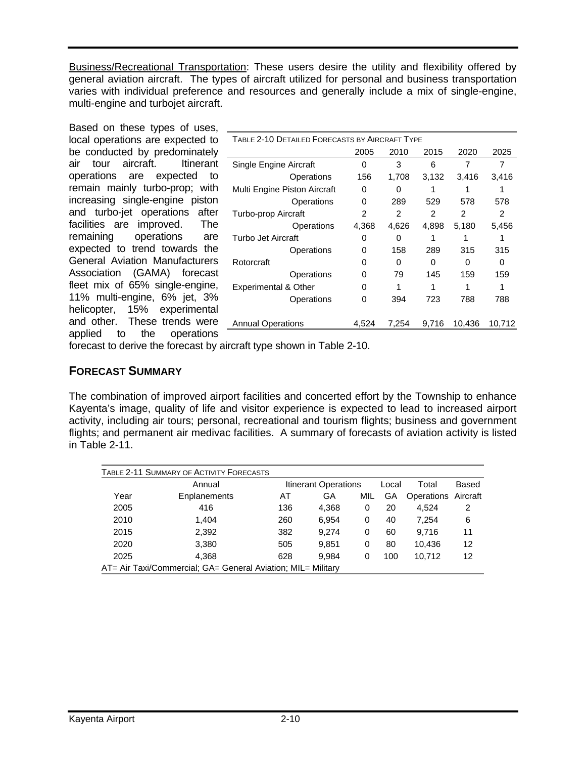Business/Recreational Transportation: These users desire the utility and flexibility offered by general aviation aircraft. The types of aircraft utilized for personal and business transportation varies with individual preference and resources and generally include a mix of single-engine, multi-engine and turbojet aircraft.

Based on these types of uses, local operations are expected to be conducted by predominately air tour aircraft. Itinerant operations are expected to remain mainly turbo-prop; with increasing single-engine piston and turbo-jet operations after facilities are improved. The remaining operations are expected to trend towards the General Aviation Manufacturers Association (GAMA) forecast fleet mix of 65% single-engine, 11% multi-engine, 6% jet, 3% helicopter, 15% experimental and other. These trends were applied to the operations forecast to derive the forecast by aircraft type shown in Table 2-10.

TABLE 2-10 DETAILED FORECASTS BY AIRCRAFT TYPE

| | 2005 | 2010 | 2015 | 2020 | 2025 |
|---|---|---|---|---|---|
| Single Engine Aircraft | 0 | 3 | 6 | 7 | 7 |
| Operations | 156 | 1,708 | 3,132 | 3,416 | 3,416 |
| Multi Engine Piston Aircraft | 0 | 0 | 1 | 1 | 1 |
| Operations | 0 | 289 | 529 | 578 | 578 |
| Turbo-prop Aircraft | 2 | 2 | 2 | 2 | 2 |
| Operations | 4,368 | 4,626 | 4,898 | 5,180 | 5,456 |
| Turbo Jet Aircraft | 0 | 0 | 1 | 1 | 1 |
| Operations | 0 | 158 | 289 | 315 | 315 |
| Rotorcraft | 0 | 0 | 0 | 0 | 0 |
| Operations | 0 | 79 | 145 | 159 | 159 |
| Experimental & Other | 0 | 1 | 1 | 1 | 1 |
| Operations | 0 | 394 | 723 | 788 | 788 |
| Annual Operations | 4,524 | 7,254 | 9,716 | 10,436 | 10,712 |

## FORECAST SUMMARY

The combination of improved airport facilities and concerted effort by the Township to enhance Kayenta's image, quality of life and visitor experience is expected to lead to increased airport activity, including air tours; personal, recreational and tourism flights; business and government flights; and permanent air medivac facilities. A summary of forecasts of aviation activity is listed in Table 2-11.

TABLE 2-11 SUMMARY OF ACTIVITY FORECASTS

| | Annual | Itinerant Operations | | | Local | Total | Based |
|---|---|---|---|---|---|---|---|
| Year | Enplanements | AT | GA | MIL | GA | Operations | Aircraft |
| 2005 | 416 | 136 | 4,368 | 0 | 20 | 4,524 | 2 |
| 2010 | 1,404 | 260 | 6,954 | 0 | 40 | 7,254 | 6 |
| 2015 | 2,392 | 382 | 9,274 | 0 | 60 | 9,716 | 11 |
| 2020 | 3,380 | 505 | 9,851 | 0 | 80 | 10,436 | 12 |
| 2025 | 4,368 | 628 | 9,984 | 0 | 100 | 10,712 | 12 |

AT= Air Taxi/Commercial; GA= General Aviation; MIL= Military